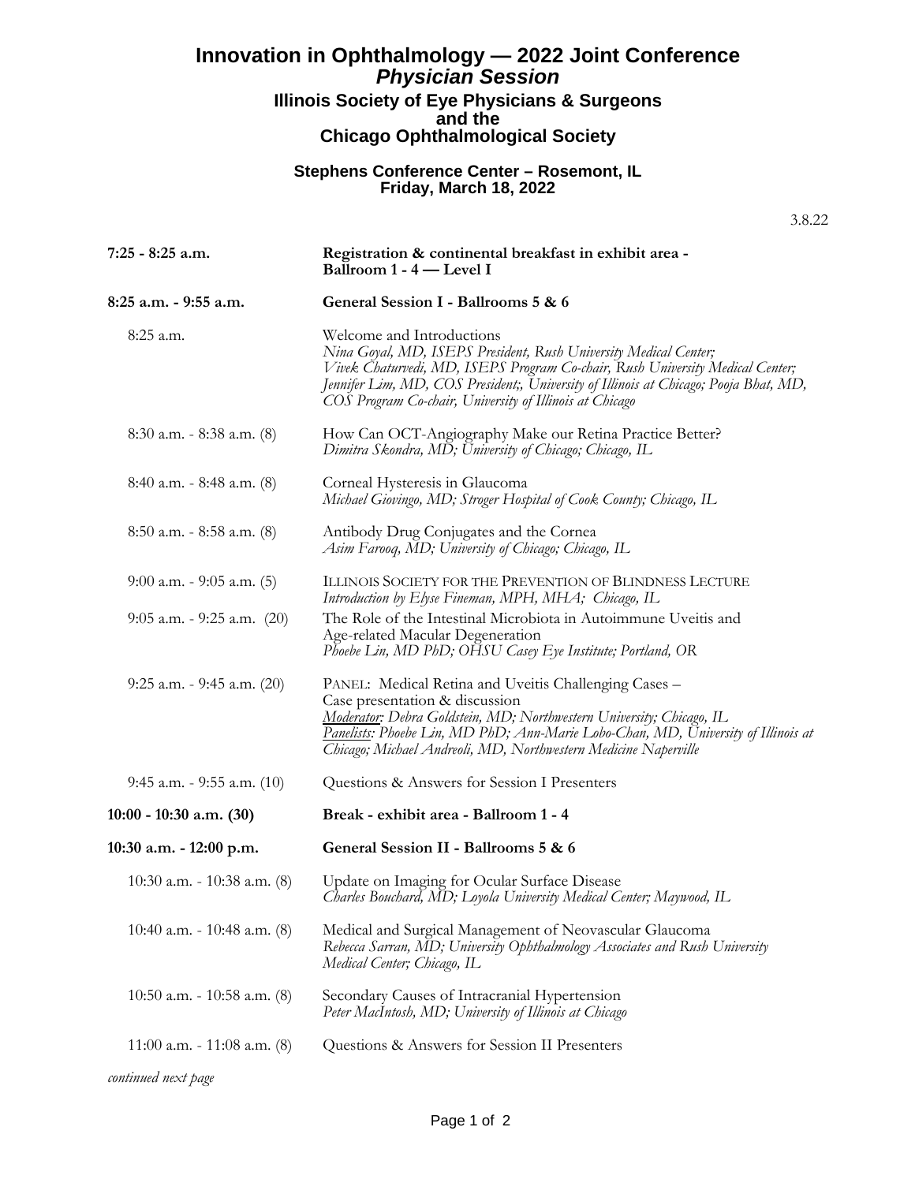# Innovation in Ophthalmology — 2022 Joint Conference

## *Physician Session*

### Illinois Society of Eye Physicians & Surgeons and the Chicago Ophthalmological Society

**Stephens Conference Center – Rosemont, IL**
**Friday, March 18, 2022**

3.8.22

| | |
|---|---|
| **7:25 - 8:25 a.m.** | **Registration & continental breakfast in exhibit area - Ballroom 1 - 4 — Level I** |
| **8:25 a.m. - 9:55 a.m.** | **General Session I - Ballrooms 5 & 6** |
| 8:25 a.m. | Welcome and Introductions<br>*Nina Goyal, MD, ISEPS President, Rush University Medical Center; Vivek Chaturvedi, MD, ISEPS Program Co-chair, Rush University Medical Center; Jennifer Lim, MD, COS President;, University of Illinois at Chicago; Pooja Bhat, MD, COS Program Co-chair, University of Illinois at Chicago* |
| 8:30 a.m. - 8:38 a.m. (8) | How Can OCT-Angiography Make our Retina Practice Better?<br>*Dimitra Skondra, MD; University of Chicago; Chicago, IL* |
| 8:40 a.m. - 8:48 a.m. (8) | Corneal Hysteresis in Glaucoma<br>*Michael Giovingo, MD; Stroger Hospital of Cook County; Chicago, IL* |
| 8:50 a.m. - 8:58 a.m. (8) | Antibody Drug Conjugates and the Cornea<br>*Asim Farooq, MD; University of Chicago; Chicago, IL* |
| 9:00 a.m. - 9:05 a.m. (5) | ILLINOIS SOCIETY FOR THE PREVENTION OF BLINDNESS LECTURE<br>*Introduction by Elyse Fineman, MPH, MHA; Chicago, IL* |
| 9:05 a.m. - 9:25 a.m. (20) | The Role of the Intestinal Microbiota in Autoimmune Uveitis and Age-related Macular Degeneration<br>*Phoebe Lin, MD PhD; OHSU Casey Eye Institute; Portland, OR* |
| 9:25 a.m. - 9:45 a.m. (20) | PANEL: Medical Retina and Uveitis Challenging Cases – Case presentation & discussion<br>*Moderator: Debra Goldstein, MD; Northwestern University; Chicago, IL*<br>*Panelists: Phoebe Lin, MD PhD; Ann-Marie Lobo-Chan, MD, University of Illinois at Chicago; Michael Andreoli, MD, Northwestern Medicine Naperville* |
| 9:45 a.m. - 9:55 a.m. (10) | Questions & Answers for Session I Presenters |
| **10:00 - 10:30 a.m. (30)** | **Break - exhibit area - Ballroom 1 - 4** |
| **10:30 a.m. - 12:00 p.m.** | **General Session II - Ballrooms 5 & 6** |
| 10:30 a.m. - 10:38 a.m. (8) | Update on Imaging for Ocular Surface Disease<br>*Charles Bouchard, MD; Loyola University Medical Center; Maywood, IL* |
| 10:40 a.m. - 10:48 a.m. (8) | Medical and Surgical Management of Neovascular Glaucoma<br>*Rebecca Sarran, MD; University Ophthalmology Associates and Rush University Medical Center; Chicago, IL* |
| 10:50 a.m. - 10:58 a.m. (8) | Secondary Causes of Intracranial Hypertension<br>*Peter MacIntosh, MD; University of Illinois at Chicago* |
| 11:00 a.m. - 11:08 a.m. (8) | Questions & Answers for Session II Presenters |

*continued next page*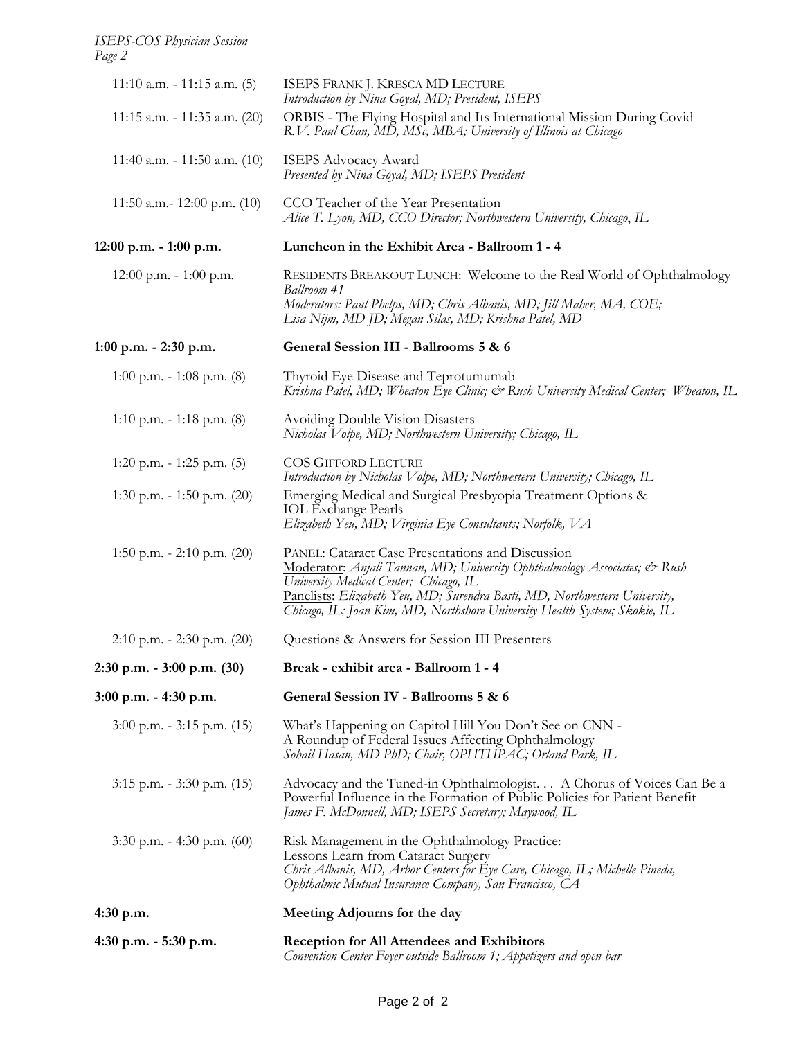| | |
|---|---|
| 11:10 a.m. - 11:15 a.m. (5) | ISEPS FRANK J. KRESCA MD LECTURE<br>*Introduction by Nina Goyal, MD; President, ISEPS* |
| 11:15 a.m. - 11:35 a.m. (20) | ORBIS - The Flying Hospital and Its International Mission During Covid<br>*R.V. Paul Chan, MD, MSc, MBA; University of Illinois at Chicago* |
| 11:40 a.m. - 11:50 a.m. (10) | ISEPS Advocacy Award<br>*Presented by Nina Goyal, MD; ISEPS President* |
| 11:50 a.m.- 12:00 p.m. (10) | CCO Teacher of the Year Presentation<br>*Alice T. Lyon, MD, CCO Director; Northwestern University, Chicago, IL* |
| **12:00 p.m. - 1:00 p.m.** | **Luncheon in the Exhibit Area - Ballroom 1 - 4** |
| 12:00 p.m. - 1:00 p.m. | RESIDENTS BREAKOUT LUNCH: Welcome to the Real World of Ophthalmology<br>*Ballroom 41*<br>*Moderators: Paul Phelps, MD; Chris Albanis, MD; Jill Maher, MA, COE; Lisa Nijm, MD JD; Megan Silas, MD; Krishna Patel, MD* |
| **1:00 p.m. - 2:30 p.m.** | **General Session III - Ballrooms 5 & 6** |
| 1:00 p.m. - 1:08 p.m. (8) | Thyroid Eye Disease and Teprotumumab<br>*Krishna Patel, MD; Wheaton Eye Clinic; & Rush University Medical Center; Wheaton, IL* |
| 1:10 p.m. - 1:18 p.m. (8) | Avoiding Double Vision Disasters<br>*Nicholas Volpe, MD; Northwestern University; Chicago, IL* |
| 1:20 p.m. - 1:25 p.m. (5) | COS GIFFORD LECTURE<br>*Introduction by Nicholas Volpe, MD; Northwestern University; Chicago, IL* |
| 1:30 p.m. - 1:50 p.m. (20) | Emerging Medical and Surgical Presbyopia Treatment Options & IOL Exchange Pearls<br>*Elizabeth Yeu, MD; Virginia Eye Consultants; Norfolk, VA* |
| 1:50 p.m. - 2:10 p.m. (20) | PANEL: Cataract Case Presentations and Discussion<br>Moderator: *Anjali Tannan, MD; University Ophthalmology Associates; & Rush University Medical Center; Chicago, IL*<br>Panelists: *Elizabeth Yeu, MD; Surendra Basti, MD, Northwestern University, Chicago, IL; Joan Kim, MD, Northshore University Health System; Skokie, IL* |
| 2:10 p.m. - 2:30 p.m. (20) | Questions & Answers for Session III Presenters |
| **2:30 p.m. - 3:00 p.m. (30)** | **Break - exhibit area - Ballroom 1 - 4** |
| **3:00 p.m. - 4:30 p.m.** | **General Session IV - Ballrooms 5 & 6** |
| 3:00 p.m. - 3:15 p.m. (15) | What's Happening on Capitol Hill You Don't See on CNN - A Roundup of Federal Issues Affecting Ophthalmology<br>*Sohail Hasan, MD PhD; Chair, OPHTHPAC; Orland Park, IL* |
| 3:15 p.m. - 3:30 p.m. (15) | Advocacy and the Tuned-in Ophthalmologist. . . A Chorus of Voices Can Be a Powerful Influence in the Formation of Public Policies for Patient Benefit<br>*James F. McDonnell, MD; ISEPS Secretary; Maywood, IL* |
| 3:30 p.m. - 4:30 p.m. (60) | Risk Management in the Ophthalmology Practice: Lessons Learn from Cataract Surgery<br>*Chris Albanis, MD, Arbor Centers for Eye Care, Chicago, IL; Michelle Pineda, Ophthalmic Mutual Insurance Company, San Francisco, CA* |
| **4:30 p.m.** | **Meeting Adjourns for the day** |
| **4:30 p.m. - 5:30 p.m.** | **Reception for All Attendees and Exhibitors**<br>*Convention Center Foyer outside Ballroom 1; Appetizers and open bar* |